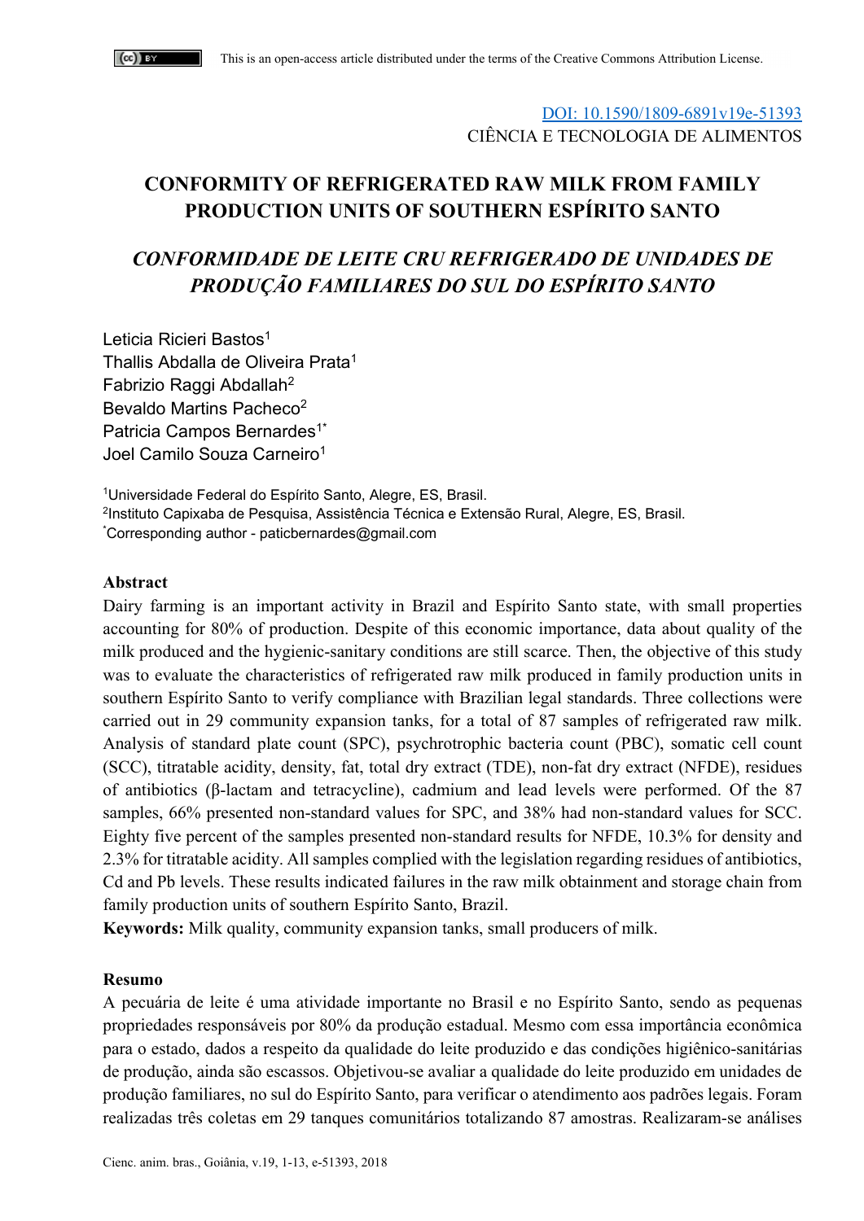This is an open-access article distributed under the terms of the Creative Commons Attribution License.

DOI: 10.1590/1809-6891v19e-51393
CIÊNCIA E TECNOLOGIA DE ALIMENTOS

# CONFORMITY OF REFRIGERATED RAW MILK FROM FAMILY PRODUCTION UNITS OF SOUTHERN ESPÍRITO SANTO

# *CONFORMIDADE DE LEITE CRU REFRIGERADO DE UNIDADES DE PRODUÇÃO FAMILIARES DO SUL DO ESPÍRITO SANTO*

Leticia Ricieri Bastos[1]
Thallis Abdalla de Oliveira Prata[1]
Fabrizio Raggi Abdallah[2]
Bevaldo Martins Pacheco[2]
Patricia Campos Bernardes[1*]
Joel Camilo Souza Carneiro[1]

[1]Universidade Federal do Espírito Santo, Alegre, ES, Brasil.
[2]Instituto Capixaba de Pesquisa, Assistência Técnica e Extensão Rural, Alegre, ES, Brasil.
[*]Corresponding author - paticbernardes@gmail.com

**Abstract**

Dairy farming is an important activity in Brazil and Espírito Santo state, with small properties accounting for 80% of production. Despite of this economic importance, data about quality of the milk produced and the hygienic-sanitary conditions are still scarce. Then, the objective of this study was to evaluate the characteristics of refrigerated raw milk produced in family production units in southern Espírito Santo to verify compliance with Brazilian legal standards. Three collections were carried out in 29 community expansion tanks, for a total of 87 samples of refrigerated raw milk. Analysis of standard plate count (SPC), psychrotrophic bacteria count (PBC), somatic cell count (SCC), titratable acidity, density, fat, total dry extract (TDE), non-fat dry extract (NFDE), residues of antibiotics (β-lactam and tetracycline), cadmium and lead levels were performed. Of the 87 samples, 66% presented non-standard values for SPC, and 38% had non-standard values for SCC. Eighty five percent of the samples presented non-standard results for NFDE, 10.3% for density and 2.3% for titratable acidity. All samples complied with the legislation regarding residues of antibiotics, Cd and Pb levels. These results indicated failures in the raw milk obtainment and storage chain from family production units of southern Espírito Santo, Brazil.

**Keywords:** Milk quality, community expansion tanks, small producers of milk.

**Resumo**

A pecuária de leite é uma atividade importante no Brasil e no Espírito Santo, sendo as pequenas propriedades responsáveis por 80% da produção estadual. Mesmo com essa importância econômica para o estado, dados a respeito da qualidade do leite produzido e das condições higiênico-sanitárias de produção, ainda são escassos. Objetivou-se avaliar a qualidade do leite produzido em unidades de produção familiares, no sul do Espírito Santo, para verificar o atendimento aos padrões legais. Foram realizadas três coletas em 29 tanques comunitários totalizando 87 amostras. Realizaram-se análises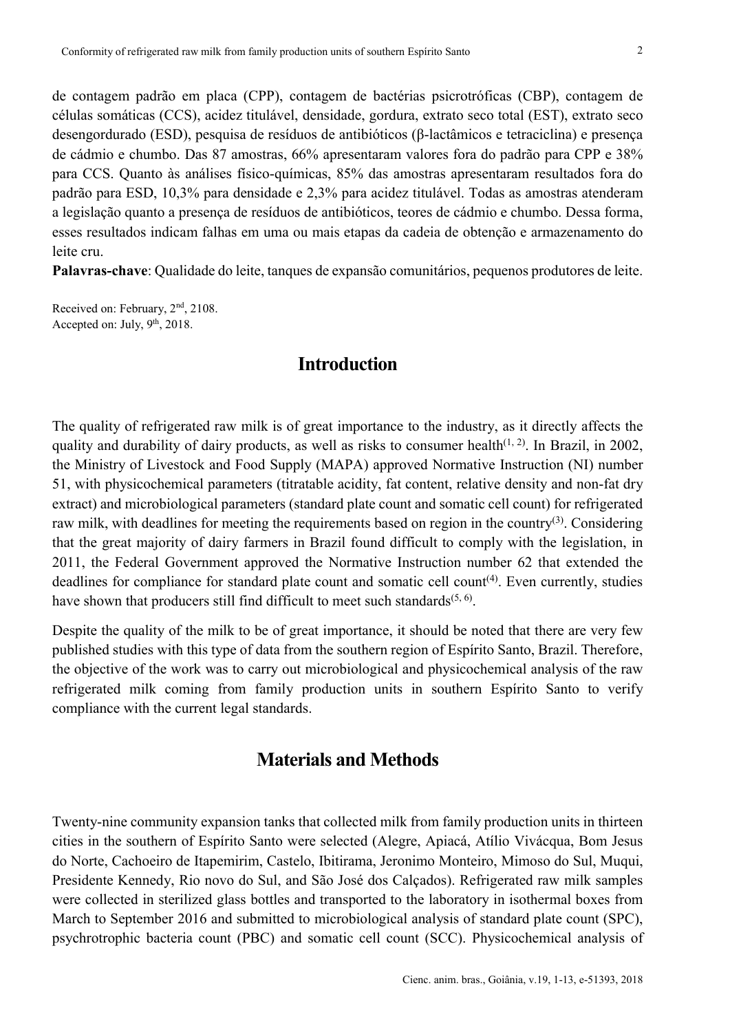de contagem padrão em placa (CPP), contagem de bactérias psicrotróficas (CBP), contagem de células somáticas (CCS), acidez titulável, densidade, gordura, extrato seco total (EST), extrato seco desengordurado (ESD), pesquisa de resíduos de antibióticos (β-lactâmicos e tetraciclina) e presença de cádmio e chumbo. Das 87 amostras, 66% apresentaram valores fora do padrão para CPP e 38% para CCS. Quanto às análises físico-químicas, 85% das amostras apresentaram resultados fora do padrão para ESD, 10,3% para densidade e 2,3% para acidez titulável. Todas as amostras atenderam a legislação quanto a presença de resíduos de antibióticos, teores de cádmio e chumbo. Dessa forma, esses resultados indicam falhas em uma ou mais etapas da cadeia de obtenção e armazenamento do leite cru.

**Palavras-chave**: Qualidade do leite, tanques de expansão comunitários, pequenos produtores de leite.

Received on: February, 2nd, 2108.
Accepted on: July, 9th, 2018.

## Introduction

The quality of refrigerated raw milk is of great importance to the industry, as it directly affects the quality and durability of dairy products, as well as risks to consumer health[1, 2]. In Brazil, in 2002, the Ministry of Livestock and Food Supply (MAPA) approved Normative Instruction (NI) number 51, with physicochemical parameters (titratable acidity, fat content, relative density and non-fat dry extract) and microbiological parameters (standard plate count and somatic cell count) for refrigerated raw milk, with deadlines for meeting the requirements based on region in the country[3]. Considering that the great majority of dairy farmers in Brazil found difficult to comply with the legislation, in 2011, the Federal Government approved the Normative Instruction number 62 that extended the deadlines for compliance for standard plate count and somatic cell count[4]. Even currently, studies have shown that producers still find difficult to meet such standards[5, 6].

Despite the quality of the milk to be of great importance, it should be noted that there are very few published studies with this type of data from the southern region of Espírito Santo, Brazil. Therefore, the objective of the work was to carry out microbiological and physicochemical analysis of the raw refrigerated milk coming from family production units in southern Espírito Santo to verify compliance with the current legal standards.

## Materials and Methods

Twenty-nine community expansion tanks that collected milk from family production units in thirteen cities in the southern of Espírito Santo were selected (Alegre, Apiacá, Atílio Vivácqua, Bom Jesus do Norte, Cachoeiro de Itapemirim, Castelo, Ibitirama, Jeronimo Monteiro, Mimoso do Sul, Muqui, Presidente Kennedy, Rio novo do Sul, and São José dos Calçados). Refrigerated raw milk samples were collected in sterilized glass bottles and transported to the laboratory in isothermal boxes from March to September 2016 and submitted to microbiological analysis of standard plate count (SPC), psychrotrophic bacteria count (PBC) and somatic cell count (SCC). Physicochemical analysis of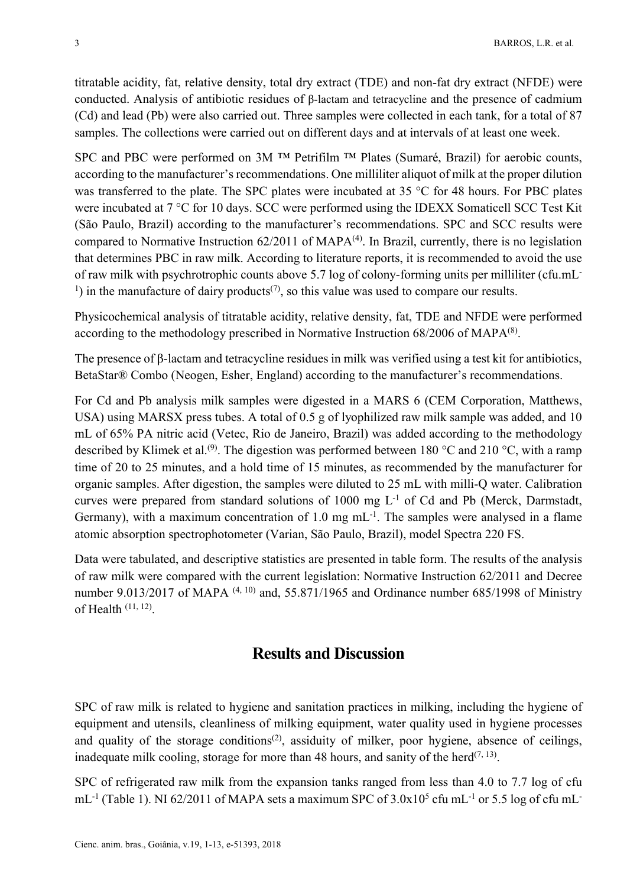titratable acidity, fat, relative density, total dry extract (TDE) and non-fat dry extract (NFDE) were conducted. Analysis of antibiotic residues of β-lactam and tetracycline and the presence of cadmium (Cd) and lead (Pb) were also carried out. Three samples were collected in each tank, for a total of 87 samples. The collections were carried out on different days and at intervals of at least one week.

SPC and PBC were performed on 3M ™ Petrifilm ™ Plates (Sumaré, Brazil) for aerobic counts, according to the manufacturer's recommendations. One milliliter aliquot of milk at the proper dilution was transferred to the plate. The SPC plates were incubated at 35 °C for 48 hours. For PBC plates were incubated at 7 °C for 10 days. SCC were performed using the IDEXX Somaticell SCC Test Kit (São Paulo, Brazil) according to the manufacturer's recommendations. SPC and SCC results were compared to Normative Instruction 62/2011 of MAPA[4]. In Brazil, currently, there is no legislation that determines PBC in raw milk. According to literature reports, it is recommended to avoid the use of raw milk with psychrotrophic counts above 5.7 log of colony-forming units per milliliter (cfu.mL$^{-1}$) in the manufacture of dairy products[7], so this value was used to compare our results.

Physicochemical analysis of titratable acidity, relative density, fat, TDE and NFDE were performed according to the methodology prescribed in Normative Instruction 68/2006 of MAPA[8].

The presence of β-lactam and tetracycline residues in milk was verified using a test kit for antibiotics, BetaStar® Combo (Neogen, Esher, England) according to the manufacturer's recommendations.

For Cd and Pb analysis milk samples were digested in a MARS 6 (CEM Corporation, Matthews, USA) using MARSX press tubes. A total of 0.5 g of lyophilized raw milk sample was added, and 10 mL of 65% PA nitric acid (Vetec, Rio de Janeiro, Brazil) was added according to the methodology described by Klimek et al.[9]. The digestion was performed between 180 °C and 210 °C, with a ramp time of 20 to 25 minutes, and a hold time of 15 minutes, as recommended by the manufacturer for organic samples. After digestion, the samples were diluted to 25 mL with milli-Q water. Calibration curves were prepared from standard solutions of 1000 mg L$^{-1}$ of Cd and Pb (Merck, Darmstadt, Germany), with a maximum concentration of 1.0 mg mL$^{-1}$. The samples were analysed in a flame atomic absorption spectrophotometer (Varian, São Paulo, Brazil), model Spectra 220 FS.

Data were tabulated, and descriptive statistics are presented in table form. The results of the analysis of raw milk were compared with the current legislation: Normative Instruction 62/2011 and Decree number 9.013/2017 of MAPA [4, 10] and, 55.871/1965 and Ordinance number 685/1998 of Ministry of Health [11, 12].

## Results and Discussion

SPC of raw milk is related to hygiene and sanitation practices in milking, including the hygiene of equipment and utensils, cleanliness of milking equipment, water quality used in hygiene processes and quality of the storage conditions[2], assiduity of milker, poor hygiene, absence of ceilings, inadequate milk cooling, storage for more than 48 hours, and sanity of the herd[7, 13].

SPC of refrigerated raw milk from the expansion tanks ranged from less than 4.0 to 7.7 log of cfu mL$^{-1}$ (Table 1). NI 62/2011 of MAPA sets a maximum SPC of $3.0 \times 10^5$ cfu mL$^{-1}$ or 5.5 log of cfu mL$^{-}$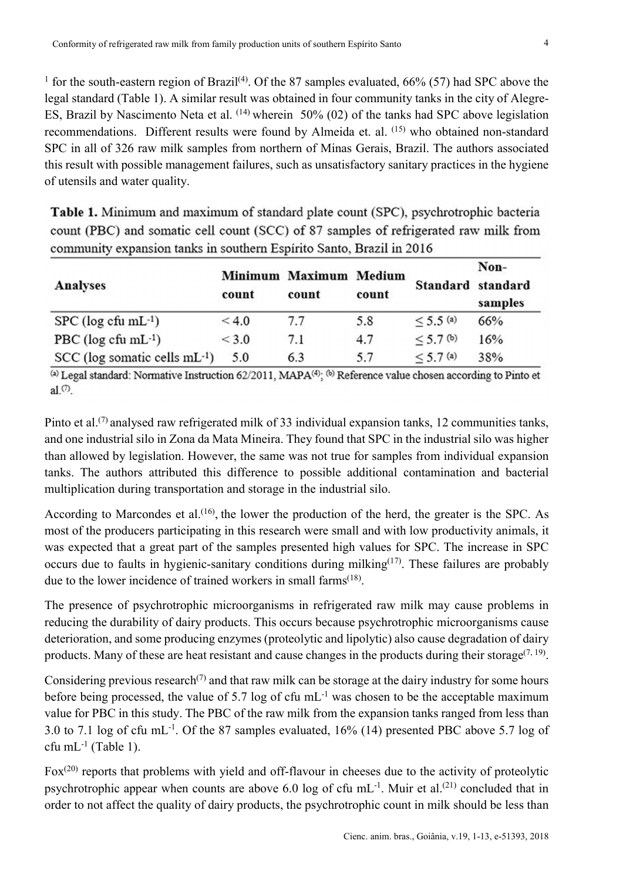[1] for the south-eastern region of Brazil[4]. Of the 87 samples evaluated, 66% (57) had SPC above the legal standard (Table 1). A similar result was obtained in four community tanks in the city of Alegre-ES, Brazil by Nascimento Neta et al. [14] wherein 50% (02) of the tanks had SPC above legislation recommendations. Different results were found by Almeida et. al. [15] who obtained non-standard SPC in all of 326 raw milk samples from northern of Minas Gerais, Brazil. The authors associated this result with possible management failures, such as unsatisfactory sanitary practices in the hygiene of utensils and water quality.

**Table 1.** Minimum and maximum of standard plate count (SPC), psychrotrophic bacteria count (PBC) and somatic cell count (SCC) of 87 samples of refrigerated raw milk from community expansion tanks in southern Espírito Santo, Brazil in 2016

| Analyses | Minimum count | Maximum count | Medium count | Standard | Non-standard samples |
|---|---|---|---|---|---|
| SPC (log cfu $mL^{-1}$) | < 4.0 | 7.7 | 5.8 | ≤ 5.5 [a] | 66% |
| PBC (log cfu $mL^{-1}$) | < 3.0 | 7.1 | 4.7 | ≤ 5.7 [b] | 16% |
| SCC (log somatic cells $mL^{-1}$) | 5.0 | 6.3 | 5.7 | ≤ 5.7 [a] | 38% |

[a] Legal standard: Normative Instruction 62/2011, MAPA[4]; [b] Reference value chosen according to Pinto et al.[7].

Pinto et al.[7] analysed raw refrigerated milk of 33 individual expansion tanks, 12 communities tanks, and one industrial silo in Zona da Mata Mineira. They found that SPC in the industrial silo was higher than allowed by legislation. However, the same was not true for samples from individual expansion tanks. The authors attributed this difference to possible additional contamination and bacterial multiplication during transportation and storage in the industrial silo.

According to Marcondes et al.[16], the lower the production of the herd, the greater is the SPC. As most of the producers participating in this research were small and with low productivity animals, it was expected that a great part of the samples presented high values for SPC. The increase in SPC occurs due to faults in hygienic-sanitary conditions during milking[17]. These failures are probably due to the lower incidence of trained workers in small farms[18].

The presence of psychrotrophic microorganisms in refrigerated raw milk may cause problems in reducing the durability of dairy products. This occurs because psychrotrophic microorganisms cause deterioration, and some producing enzymes (proteolytic and lipolytic) also cause degradation of dairy products. Many of these are heat resistant and cause changes in the products during their storage[7, 19].

Considering previous research[7] and that raw milk can be storage at the dairy industry for some hours before being processed, the value of 5.7 log of cfu $mL^{-1}$ was chosen to be the acceptable maximum value for PBC in this study. The PBC of the raw milk from the expansion tanks ranged from less than 3.0 to 7.1 log of cfu $mL^{-1}$. Of the 87 samples evaluated, 16% (14) presented PBC above 5.7 log of cfu $mL^{-1}$ (Table 1).

Fox[20] reports that problems with yield and off-flavour in cheeses due to the activity of proteolytic psychrotrophic appear when counts are above 6.0 log of cfu $mL^{-1}$. Muir et al.[21] concluded that in order to not affect the quality of dairy products, the psychrotrophic count in milk should be less than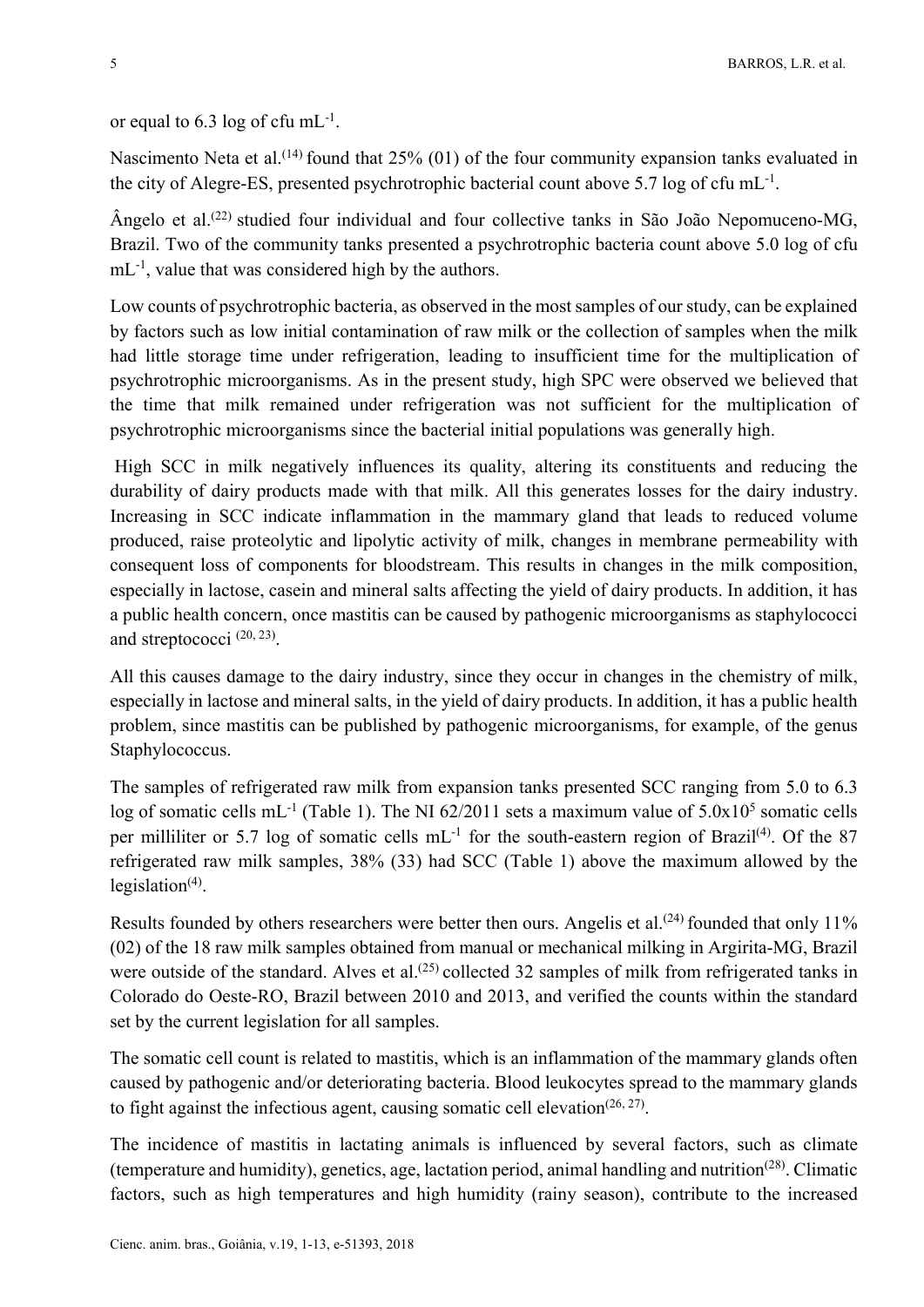or equal to 6.3 log of cfu mL$^{-1}$.

Nascimento Neta et al.[14] found that 25% (01) of the four community expansion tanks evaluated in the city of Alegre-ES, presented psychrotrophic bacterial count above 5.7 log of cfu mL$^{-1}$.

Ângelo et al.[22] studied four individual and four collective tanks in São João Nepomuceno-MG, Brazil. Two of the community tanks presented a psychrotrophic bacteria count above 5.0 log of cfu mL$^{-1}$, value that was considered high by the authors.

Low counts of psychrotrophic bacteria, as observed in the most samples of our study, can be explained by factors such as low initial contamination of raw milk or the collection of samples when the milk had little storage time under refrigeration, leading to insufficient time for the multiplication of psychrotrophic microorganisms. As in the present study, high SPC were observed we believed that the time that milk remained under refrigeration was not sufficient for the multiplication of psychrotrophic microorganisms since the bacterial initial populations was generally high.

High SCC in milk negatively influences its quality, altering its constituents and reducing the durability of dairy products made with that milk. All this generates losses for the dairy industry. Increasing in SCC indicate inflammation in the mammary gland that leads to reduced volume produced, raise proteolytic and lipolytic activity of milk, changes in membrane permeability with consequent loss of components for bloodstream. This results in changes in the milk composition, especially in lactose, casein and mineral salts affecting the yield of dairy products. In addition, it has a public health concern, once mastitis can be caused by pathogenic microorganisms as staphylococci and streptococci [20, 23].

All this causes damage to the dairy industry, since they occur in changes in the chemistry of milk, especially in lactose and mineral salts, in the yield of dairy products. In addition, it has a public health problem, since mastitis can be published by pathogenic microorganisms, for example, of the genus Staphylococcus.

The samples of refrigerated raw milk from expansion tanks presented SCC ranging from 5.0 to 6.3 log of somatic cells mL$^{-1}$ (Table 1). The NI 62/2011 sets a maximum value of $5.0 \times 10^5$ somatic cells per milliliter or 5.7 log of somatic cells mL$^{-1}$ for the south-eastern region of Brazil[4]. Of the 87 refrigerated raw milk samples, 38% (33) had SCC (Table 1) above the maximum allowed by the legislation[4].

Results founded by others researchers were better then ours. Angelis et al.[24] founded that only 11% (02) of the 18 raw milk samples obtained from manual or mechanical milking in Argirita-MG, Brazil were outside of the standard. Alves et al.[25] collected 32 samples of milk from refrigerated tanks in Colorado do Oeste-RO, Brazil between 2010 and 2013, and verified the counts within the standard set by the current legislation for all samples.

The somatic cell count is related to mastitis, which is an inflammation of the mammary glands often caused by pathogenic and/or deteriorating bacteria. Blood leukocytes spread to the mammary glands to fight against the infectious agent, causing somatic cell elevation[26, 27].

The incidence of mastitis in lactating animals is influenced by several factors, such as climate (temperature and humidity), genetics, age, lactation period, animal handling and nutrition[28]. Climatic factors, such as high temperatures and high humidity (rainy season), contribute to the increased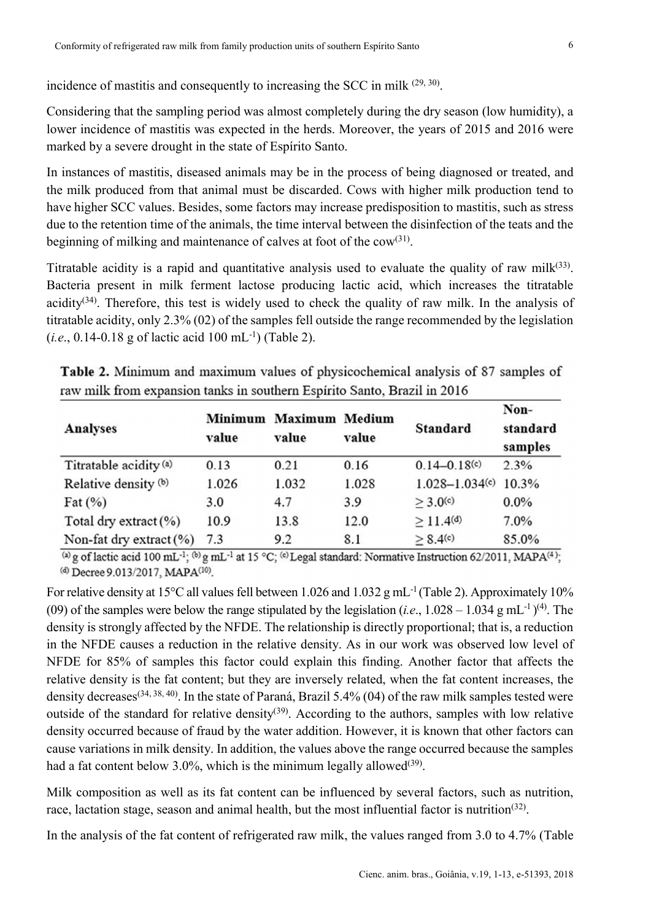incidence of mastitis and consequently to increasing the SCC in milk [29, 30].

Considering that the sampling period was almost completely during the dry season (low humidity), a lower incidence of mastitis was expected in the herds. Moreover, the years of 2015 and 2016 were marked by a severe drought in the state of Espírito Santo.

In instances of mastitis, diseased animals may be in the process of being diagnosed or treated, and the milk produced from that animal must be discarded. Cows with higher milk production tend to have higher SCC values. Besides, some factors may increase predisposition to mastitis, such as stress due to the retention time of the animals, the time interval between the disinfection of the teats and the beginning of milking and maintenance of calves at foot of the cow[31].

Titratable acidity is a rapid and quantitative analysis used to evaluate the quality of raw milk[33]. Bacteria present in milk ferment lactose producing lactic acid, which increases the titratable acidity[34]. Therefore, this test is widely used to check the quality of raw milk. In the analysis of titratable acidity, only 2.3% (02) of the samples fell outside the range recommended by the legislation (*i.e.*, 0.14-0.18 g of lactic acid 100 mL$^{-1}$) (Table 2).

**Table 2.** Minimum and maximum values of physicochemical analysis of 87 samples of raw milk from expansion tanks in southern Espírito Santo, Brazil in 2016

| Analyses | Minimum value | Maximum value | Medium value | Standard | Non-standard samples |
|---|---|---|---|---|---|
| Titratable acidity [a] | 0.13 | 0.21 | 0.16 | 0.14–0.18[c] | 2.3% |
| Relative density [b] | 1.026 | 1.032 | 1.028 | 1.028–1.034[c] | 10.3% |
| Fat (%) | 3.0 | 4.7 | 3.9 | ≥ 3.0[c] | 0.0% |
| Total dry extract (%) | 10.9 | 13.8 | 12.0 | ≥ 11.4[d] | 7.0% |
| Non-fat dry extract (%) | 7.3 | 9.2 | 8.1 | ≥ 8.4[c] | 85.0% |

[a] g of lactic acid 100 mL$^{-1}$; [b] g mL$^{-1}$ at 15 °C; [c] Legal standard: Normative Instruction 62/2011, MAPA[4]; [d] Decree 9.013/2017, MAPA[10].

For relative density at 15°C all values fell between 1.026 and 1.032 g mL$^{-1}$ (Table 2). Approximately 10% (09) of the samples were below the range stipulated by the legislation (*i.e.*, 1.028 – 1.034 g mL$^{-1}$)[4]. The density is strongly affected by the NFDE. The relationship is directly proportional; that is, a reduction in the NFDE causes a reduction in the relative density. As in our work was observed low level of NFDE for 85% of samples this factor could explain this finding. Another factor that affects the relative density is the fat content; but they are inversely related, when the fat content increases, the density decreases[34, 38, 40]. In the state of Paraná, Brazil 5.4% (04) of the raw milk samples tested were outside of the standard for relative density[39]. According to the authors, samples with low relative density occurred because of fraud by the water addition. However, it is known that other factors can cause variations in milk density. In addition, the values above the range occurred because the samples had a fat content below 3.0%, which is the minimum legally allowed[39].

Milk composition as well as its fat content can be influenced by several factors, such as nutrition, race, lactation stage, season and animal health, but the most influential factor is nutrition[32].

In the analysis of the fat content of refrigerated raw milk, the values ranged from 3.0 to 4.7% (Table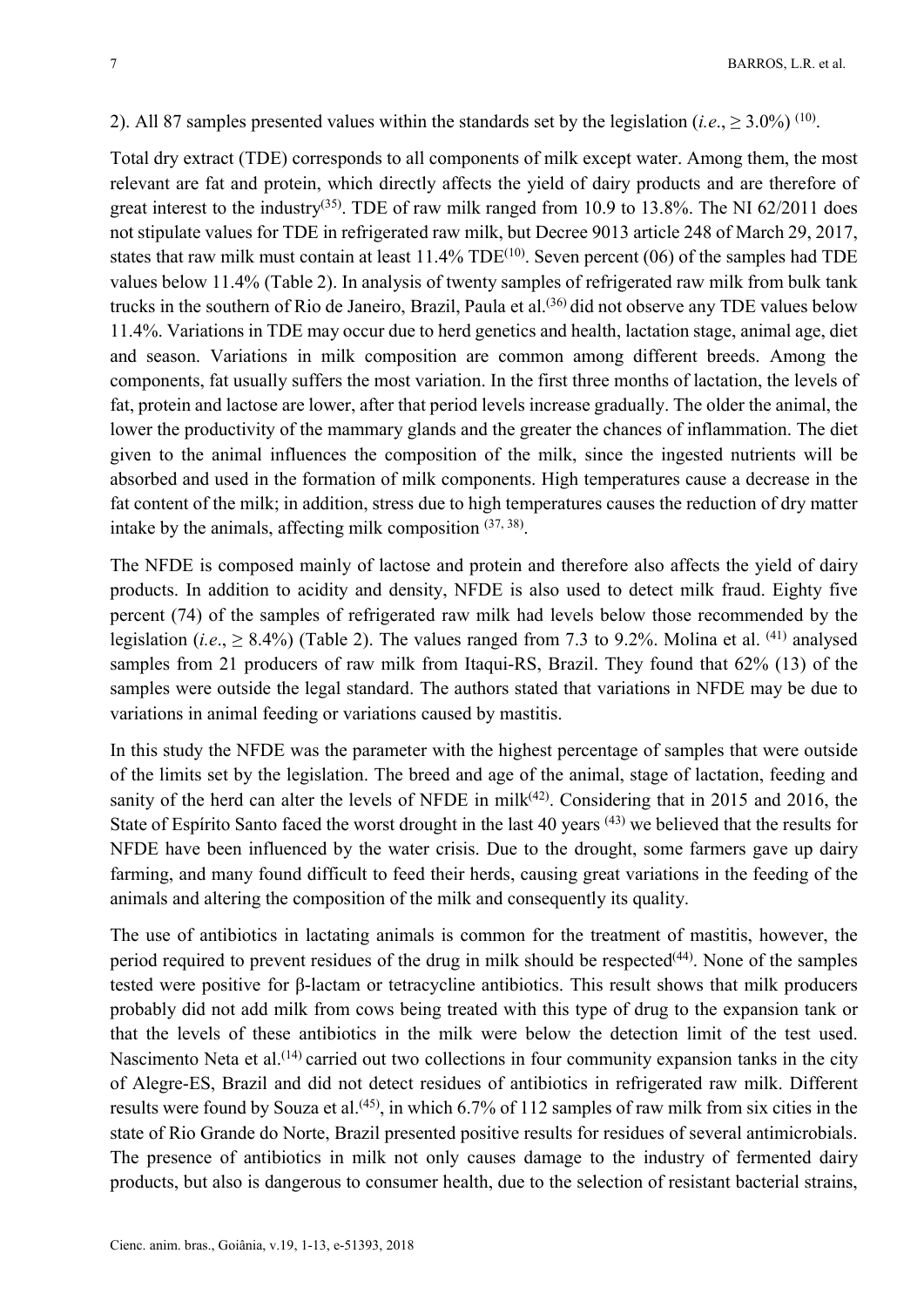2). All 87 samples presented values within the standards set by the legislation (*i.e.*, ≥ 3.0%) [10].

Total dry extract (TDE) corresponds to all components of milk except water. Among them, the most relevant are fat and protein, which directly affects the yield of dairy products and are therefore of great interest to the industry[35]. TDE of raw milk ranged from 10.9 to 13.8%. The NI 62/2011 does not stipulate values for TDE in refrigerated raw milk, but Decree 9013 article 248 of March 29, 2017, states that raw milk must contain at least 11.4% TDE[10]. Seven percent (06) of the samples had TDE values below 11.4% (Table 2). In analysis of twenty samples of refrigerated raw milk from bulk tank trucks in the southern of Rio de Janeiro, Brazil, Paula et al.[36] did not observe any TDE values below 11.4%. Variations in TDE may occur due to herd genetics and health, lactation stage, animal age, diet and season. Variations in milk composition are common among different breeds. Among the components, fat usually suffers the most variation. In the first three months of lactation, the levels of fat, protein and lactose are lower, after that period levels increase gradually. The older the animal, the lower the productivity of the mammary glands and the greater the chances of inflammation. The diet given to the animal influences the composition of the milk, since the ingested nutrients will be absorbed and used in the formation of milk components. High temperatures cause a decrease in the fat content of the milk; in addition, stress due to high temperatures causes the reduction of dry matter intake by the animals, affecting milk composition [37, 38].

The NFDE is composed mainly of lactose and protein and therefore also affects the yield of dairy products. In addition to acidity and density, NFDE is also used to detect milk fraud. Eighty five percent (74) of the samples of refrigerated raw milk had levels below those recommended by the legislation (*i.e.*, ≥ 8.4%) (Table 2). The values ranged from 7.3 to 9.2%. Molina et al. [41] analysed samples from 21 producers of raw milk from Itaqui-RS, Brazil. They found that 62% (13) of the samples were outside the legal standard. The authors stated that variations in NFDE may be due to variations in animal feeding or variations caused by mastitis.

In this study the NFDE was the parameter with the highest percentage of samples that were outside of the limits set by the legislation. The breed and age of the animal, stage of lactation, feeding and sanity of the herd can alter the levels of NFDE in milk[42]. Considering that in 2015 and 2016, the State of Espírito Santo faced the worst drought in the last 40 years [43] we believed that the results for NFDE have been influenced by the water crisis. Due to the drought, some farmers gave up dairy farming, and many found difficult to feed their herds, causing great variations in the feeding of the animals and altering the composition of the milk and consequently its quality.

The use of antibiotics in lactating animals is common for the treatment of mastitis, however, the period required to prevent residues of the drug in milk should be respected[44]. None of the samples tested were positive for β-lactam or tetracycline antibiotics. This result shows that milk producers probably did not add milk from cows being treated with this type of drug to the expansion tank or that the levels of these antibiotics in the milk were below the detection limit of the test used. Nascimento Neta et al.[14] carried out two collections in four community expansion tanks in the city of Alegre-ES, Brazil and did not detect residues of antibiotics in refrigerated raw milk. Different results were found by Souza et al.[45], in which 6.7% of 112 samples of raw milk from six cities in the state of Rio Grande do Norte, Brazil presented positive results for residues of several antimicrobials. The presence of antibiotics in milk not only causes damage to the industry of fermented dairy products, but also is dangerous to consumer health, due to the selection of resistant bacterial strains,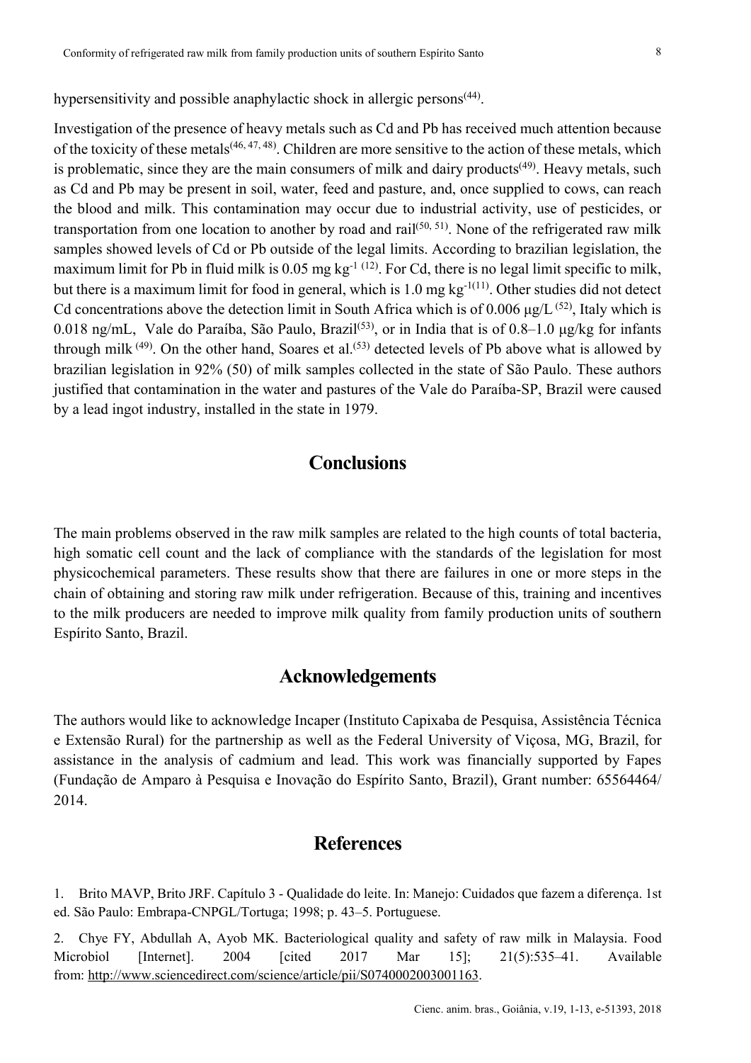hypersensitivity and possible anaphylactic shock in allergic persons[44].

Investigation of the presence of heavy metals such as Cd and Pb has received much attention because of the toxicity of these metals[46, 47, 48]. Children are more sensitive to the action of these metals, which is problematic, since they are the main consumers of milk and dairy products[49]. Heavy metals, such as Cd and Pb may be present in soil, water, feed and pasture, and, once supplied to cows, can reach the blood and milk. This contamination may occur due to industrial activity, use of pesticides, or transportation from one location to another by road and rail[50, 51]. None of the refrigerated raw milk samples showed levels of Cd or Pb outside of the legal limits. According to brazilian legislation, the maximum limit for Pb in fluid milk is 0.05 mg $kg^{-1}$ [12]. For Cd, there is no legal limit specific to milk, but there is a maximum limit for food in general, which is 1.0 mg $kg^{-1}$[11]. Other studies did not detect Cd concentrations above the detection limit in South Africa which is of 0.006 μg/L [52], Italy which is 0.018 ng/mL, Vale do Paraíba, São Paulo, Brazil[53], or in India that is of 0.8–1.0 μg/kg for infants through milk [49]. On the other hand, Soares et al.[53] detected levels of Pb above what is allowed by brazilian legislation in 92% (50) of milk samples collected in the state of São Paulo. These authors justified that contamination in the water and pastures of the Vale do Paraíba-SP, Brazil were caused by a lead ingot industry, installed in the state in 1979.

## Conclusions

The main problems observed in the raw milk samples are related to the high counts of total bacteria, high somatic cell count and the lack of compliance with the standards of the legislation for most physicochemical parameters. These results show that there are failures in one or more steps in the chain of obtaining and storing raw milk under refrigeration. Because of this, training and incentives to the milk producers are needed to improve milk quality from family production units of southern Espírito Santo, Brazil.

## Acknowledgements

The authors would like to acknowledge Incaper (Instituto Capixaba de Pesquisa, Assistência Técnica e Extensão Rural) for the partnership as well as the Federal University of Viçosa, MG, Brazil, for assistance in the analysis of cadmium and lead. This work was financially supported by Fapes (Fundação de Amparo à Pesquisa e Inovação do Espírito Santo, Brazil), Grant number: 65564464/ 2014.

## References

1. Brito MAVP, Brito JRF. Capítulo 3 - Qualidade do leite. In: Manejo: Cuidados que fazem a diferença. 1st ed. São Paulo: Embrapa-CNPGL/Tortuga; 1998; p. 43–5. Portuguese.

2. Chye FY, Abdullah A, Ayob MK. Bacteriological quality and safety of raw milk in Malaysia. Food Microbiol [Internet]. 2004 [cited 2017 Mar 15]; 21(5):535–41. Available from: http://www.sciencedirect.com/science/article/pii/S0740002003001163.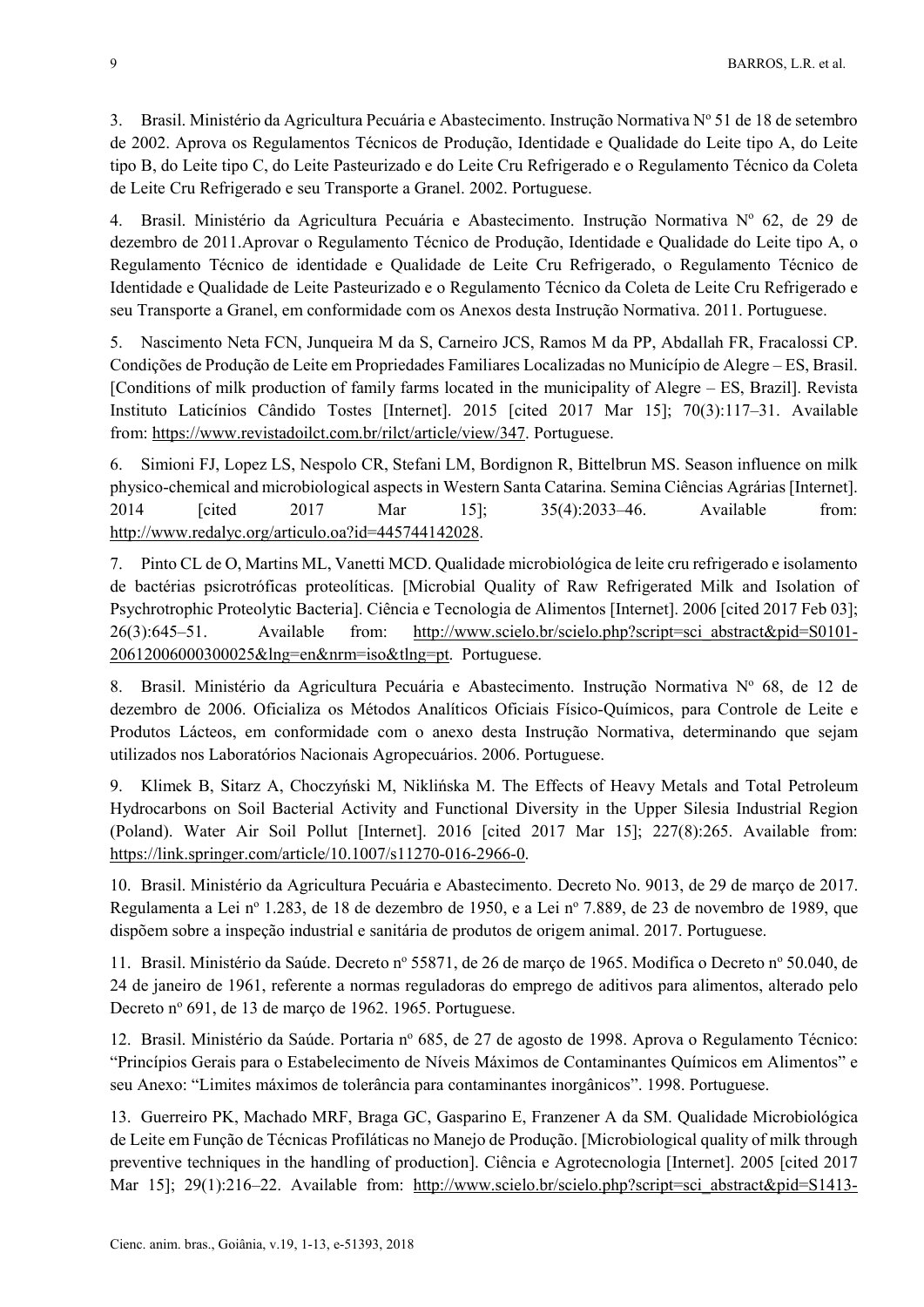3. Brasil. Ministério da Agricultura Pecuária e Abastecimento. Instrução Normativa Nº 51 de 18 de setembro de 2002. Aprova os Regulamentos Técnicos de Produção, Identidade e Qualidade do Leite tipo A, do Leite tipo B, do Leite tipo C, do Leite Pasteurizado e do Leite Cru Refrigerado e o Regulamento Técnico da Coleta de Leite Cru Refrigerado e seu Transporte a Granel. 2002. Portuguese.

4. Brasil. Ministério da Agricultura Pecuária e Abastecimento. Instrução Normativa Nº 62, de 29 de dezembro de 2011.Aprovar o Regulamento Técnico de Produção, Identidade e Qualidade do Leite tipo A, o Regulamento Técnico de identidade e Qualidade de Leite Cru Refrigerado, o Regulamento Técnico de Identidade e Qualidade de Leite Pasteurizado e o Regulamento Técnico da Coleta de Leite Cru Refrigerado e seu Transporte a Granel, em conformidade com os Anexos desta Instrução Normativa. 2011. Portuguese.

5. Nascimento Neta FCN, Junqueira M da S, Carneiro JCS, Ramos M da PP, Abdallah FR, Fracalossi CP. Condições de Produção de Leite em Propriedades Familiares Localizadas no Município de Alegre – ES, Brasil. [Conditions of milk production of family farms located in the municipality of Alegre – ES, Brazil]. Revista Instituto Laticínios Cândido Tostes [Internet]. 2015 [cited 2017 Mar 15]; 70(3):117–31. Available from: https://www.revistadoilct.com.br/rilct/article/view/347. Portuguese.

6. Simioni FJ, Lopez LS, Nespolo CR, Stefani LM, Bordignon R, Bittelbrun MS. Season influence on milk physico-chemical and microbiological aspects in Western Santa Catarina. Semina Ciências Agrárias [Internet]. 2014 [cited 2017 Mar 15]; 35(4):2033–46. Available from: http://www.redalyc.org/articulo.oa?id=445744142028.

7. Pinto CL de O, Martins ML, Vanetti MCD. Qualidade microbiológica de leite cru refrigerado e isolamento de bactérias psicrotróficas proteolíticas. [Microbial Quality of Raw Refrigerated Milk and Isolation of Psychrotrophic Proteolytic Bacteria]. Ciência e Tecnologia de Alimentos [Internet]. 2006 [cited 2017 Feb 03]; 26(3):645–51. Available from: http://www.scielo.br/scielo.php?script=sci_abstract&pid=S0101-20612006000300025&lng=en&nrm=iso&tlng=pt. Portuguese.

8. Brasil. Ministério da Agricultura Pecuária e Abastecimento. Instrução Normativa Nº 68, de 12 de dezembro de 2006. Oficializa os Métodos Analíticos Oficiais Físico-Químicos, para Controle de Leite e Produtos Lácteos, em conformidade com o anexo desta Instrução Normativa, determinando que sejam utilizados nos Laboratórios Nacionais Agropecuários. 2006. Portuguese.

9. Klimek B, Sitarz A, Choczyński M, Niklińska M. The Effects of Heavy Metals and Total Petroleum Hydrocarbons on Soil Bacterial Activity and Functional Diversity in the Upper Silesia Industrial Region (Poland). Water Air Soil Pollut [Internet]. 2016 [cited 2017 Mar 15]; 227(8):265. Available from: https://link.springer.com/article/10.1007/s11270-016-2966-0.

10. Brasil. Ministério da Agricultura Pecuária e Abastecimento. Decreto No. 9013, de 29 de março de 2017. Regulamenta a Lei nº 1.283, de 18 de dezembro de 1950, e a Lei nº 7.889, de 23 de novembro de 1989, que dispõem sobre a inspeção industrial e sanitária de produtos de origem animal. 2017. Portuguese.

11. Brasil. Ministério da Saúde. Decreto nº 55871, de 26 de março de 1965. Modifica o Decreto nº 50.040, de 24 de janeiro de 1961, referente a normas reguladoras do emprego de aditivos para alimentos, alterado pelo Decreto nº 691, de 13 de março de 1962. 1965. Portuguese.

12. Brasil. Ministério da Saúde. Portaria nº 685, de 27 de agosto de 1998. Aprova o Regulamento Técnico: "Princípios Gerais para o Estabelecimento de Níveis Máximos de Contaminantes Químicos em Alimentos" e seu Anexo: "Limites máximos de tolerância para contaminantes inorgânicos". 1998. Portuguese.

13. Guerreiro PK, Machado MRF, Braga GC, Gasparino E, Franzener A da SM. Qualidade Microbiológica de Leite em Função de Técnicas Profiláticas no Manejo de Produção. [Microbiological quality of milk through preventive techniques in the handling of production]. Ciência e Agrotecnologia [Internet]. 2005 [cited 2017 Mar 15]; 29(1):216–22. Available from: http://www.scielo.br/scielo.php?script=sci_abstract&pid=S1413-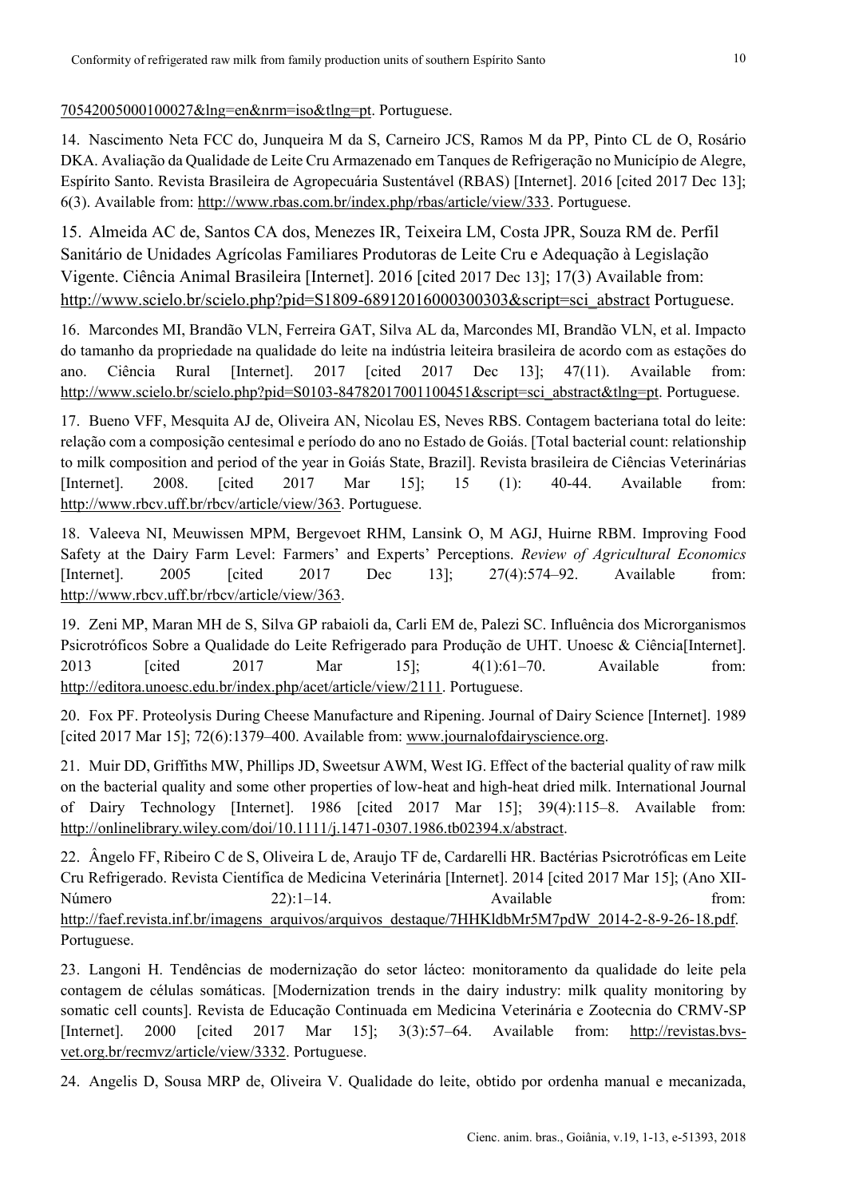70542005000100027&lng=en&nrm=iso&tlng=pt. Portuguese.

14. Nascimento Neta FCC do, Junqueira M da S, Carneiro JCS, Ramos M da PP, Pinto CL de O, Rosário DKA. Avaliação da Qualidade de Leite Cru Armazenado em Tanques de Refrigeração no Município de Alegre, Espírito Santo. Revista Brasileira de Agropecuária Sustentável (RBAS) [Internet]. 2016 [cited 2017 Dec 13]; 6(3). Available from: http://www.rbas.com.br/index.php/rbas/article/view/333. Portuguese.

15. Almeida AC de, Santos CA dos, Menezes IR, Teixeira LM, Costa JPR, Souza RM de. Perfil Sanitário de Unidades Agrícolas Familiares Produtoras de Leite Cru e Adequação à Legislação Vigente. Ciência Animal Brasileira [Internet]. 2016 [cited 2017 Dec 13]; 17(3) Available from: http://www.scielo.br/scielo.php?pid=S1809-68912016000300303&script=sci_abstract Portuguese.

16. Marcondes MI, Brandão VLN, Ferreira GAT, Silva AL da, Marcondes MI, Brandão VLN, et al. Impacto do tamanho da propriedade na qualidade do leite na indústria leiteira brasileira de acordo com as estações do ano. Ciência Rural [Internet]. 2017 [cited 2017 Dec 13]; 47(11). Available from: http://www.scielo.br/scielo.php?pid=S0103-84782017001100451&script=sci_abstract&tlng=pt. Portuguese.

17. Bueno VFF, Mesquita AJ de, Oliveira AN, Nicolau ES, Neves RBS. Contagem bacteriana total do leite: relação com a composição centesimal e período do ano no Estado de Goiás. [Total bacterial count: relationship to milk composition and period of the year in Goiás State, Brazil]. Revista brasileira de Ciências Veterinárias [Internet]. 2008. [cited 2017 Mar 15]; 15 (1): 40-44. Available from: http://www.rbcv.uff.br/rbcv/article/view/363. Portuguese.

18. Valeeva NI, Meuwissen MPM, Bergevoet RHM, Lansink O, M AGJ, Huirne RBM. Improving Food Safety at the Dairy Farm Level: Farmers' and Experts' Perceptions. *Review of Agricultural Economics* [Internet]. 2005 [cited 2017 Dec 13]; 27(4):574–92. Available from: http://www.rbcv.uff.br/rbcv/article/view/363.

19. Zeni MP, Maran MH de S, Silva GP rabaioli da, Carli EM de, Palezi SC. Influência dos Microrganismos Psicrotróficos Sobre a Qualidade do Leite Refrigerado para Produção de UHT. Unoesc & Ciência[Internet]. 2013 [cited 2017 Mar 15]; 4(1):61–70. Available from: http://editora.unoesc.edu.br/index.php/acet/article/view/2111. Portuguese.

20. Fox PF. Proteolysis During Cheese Manufacture and Ripening. Journal of Dairy Science [Internet]. 1989 [cited 2017 Mar 15]; 72(6):1379–400. Available from: www.journalofdairyscience.org.

21. Muir DD, Griffiths MW, Phillips JD, Sweetsur AWM, West IG. Effect of the bacterial quality of raw milk on the bacterial quality and some other properties of low-heat and high-heat dried milk. International Journal of Dairy Technology [Internet]. 1986 [cited 2017 Mar 15]; 39(4):115–8. Available from: http://onlinelibrary.wiley.com/doi/10.1111/j.1471-0307.1986.tb02394.x/abstract.

22. Ângelo FF, Ribeiro C de S, Oliveira L de, Araujo TF de, Cardarelli HR. Bactérias Psicrotróficas em Leite Cru Refrigerado. Revista Científica de Medicina Veterinária [Internet]. 2014 [cited 2017 Mar 15]; (Ano XII-Número 22):1–14. Available from: http://faef.revista.inf.br/imagens_arquivos/arquivos_destaque/7HHKldbMr5M7pdW_2014-2-8-9-26-18.pdf. Portuguese.

23. Langoni H. Tendências de modernização do setor lácteo: monitoramento da qualidade do leite pela contagem de células somáticas. [Modernization trends in the dairy industry: milk quality monitoring by somatic cell counts]. Revista de Educação Continuada em Medicina Veterinária e Zootecnia do CRMV-SP [Internet]. 2000 [cited 2017 Mar 15]; 3(3):57–64. Available from: http://revistas.bvs-vet.org.br/recmvz/article/view/3332. Portuguese.

24. Angelis D, Sousa MRP de, Oliveira V. Qualidade do leite, obtido por ordenha manual e mecanizada,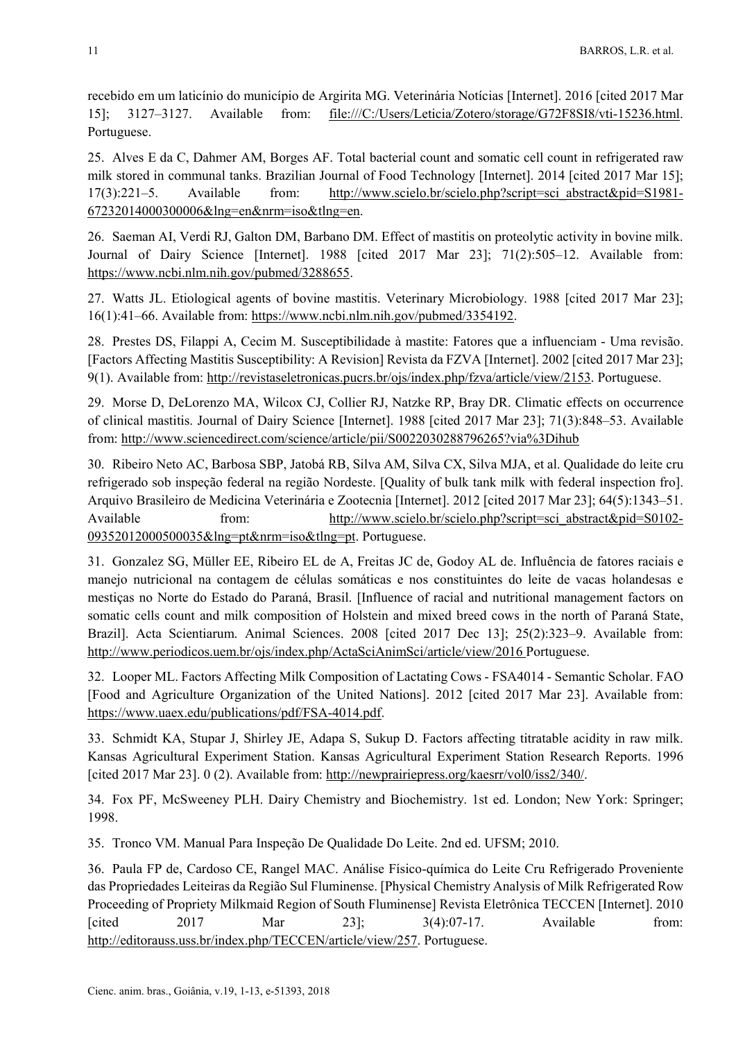recebido em um laticínio do município de Argirita MG. Veterinária Notícias [Internet]. 2016 [cited 2017 Mar 15]; 3127–3127. Available from: file:///C:/Users/Leticia/Zotero/storage/G72F8SI8/vti-15236.html. Portuguese.

25. Alves E da C, Dahmer AM, Borges AF. Total bacterial count and somatic cell count in refrigerated raw milk stored in communal tanks. Brazilian Journal of Food Technology [Internet]. 2014 [cited 2017 Mar 15]; 17(3):221–5. Available from: http://www.scielo.br/scielo.php?script=sci_abstract&pid=S1981-67232014000300006&lng=en&nrm=iso&tlng=en.

26. Saeman AI, Verdi RJ, Galton DM, Barbano DM. Effect of mastitis on proteolytic activity in bovine milk. Journal of Dairy Science [Internet]. 1988 [cited 2017 Mar 23]; 71(2):505–12. Available from: https://www.ncbi.nlm.nih.gov/pubmed/3288655.

27. Watts JL. Etiological agents of bovine mastitis. Veterinary Microbiology. 1988 [cited 2017 Mar 23]; 16(1):41–66. Available from: https://www.ncbi.nlm.nih.gov/pubmed/3354192.

28. Prestes DS, Filappi A, Cecim M. Susceptibilidade à mastite: Fatores que a influenciam - Uma revisão. [Factors Affecting Mastitis Susceptibility: A Revision] Revista da FZVA [Internet]. 2002 [cited 2017 Mar 23]; 9(1). Available from: http://revistaseletronicas.pucrs.br/ojs/index.php/fzva/article/view/2153. Portuguese.

29. Morse D, DeLorenzo MA, Wilcox CJ, Collier RJ, Natzke RP, Bray DR. Climatic effects on occurrence of clinical mastitis. Journal of Dairy Science [Internet]. 1988 [cited 2017 Mar 23]; 71(3):848–53. Available from: http://www.sciencedirect.com/science/article/pii/S0022030288796265?via%3Dihub

30. Ribeiro Neto AC, Barbosa SBP, Jatobá RB, Silva AM, Silva CX, Silva MJA, et al. Qualidade do leite cru refrigerado sob inspeção federal na região Nordeste. [Quality of bulk tank milk with federal inspection fro]. Arquivo Brasileiro de Medicina Veterinária e Zootecnia [Internet]. 2012 [cited 2017 Mar 23]; 64(5):1343–51. Available from: http://www.scielo.br/scielo.php?script=sci_abstract&pid=S0102-09352012000500035&lng=pt&nrm=iso&tlng=pt. Portuguese.

31. Gonzalez SG, Müller EE, Ribeiro EL de A, Freitas JC de, Godoy AL de. Influência de fatores raciais e manejo nutricional na contagem de células somáticas e nos constituintes do leite de vacas holandesas e mestiças no Norte do Estado do Paraná, Brasil. [Influence of racial and nutritional management factors on somatic cells count and milk composition of Holstein and mixed breed cows in the north of Paraná State, Brazil]. Acta Scientiarum. Animal Sciences. 2008 [cited 2017 Dec 13]; 25(2):323–9. Available from: http://www.periodicos.uem.br/ojs/index.php/ActaSciAnimSci/article/view/2016 Portuguese.

32. Looper ML. Factors Affecting Milk Composition of Lactating Cows - FSA4014 - Semantic Scholar. FAO [Food and Agriculture Organization of the United Nations]. 2012 [cited 2017 Mar 23]. Available from: https://www.uaex.edu/publications/pdf/FSA-4014.pdf.

33. Schmidt KA, Stupar J, Shirley JE, Adapa S, Sukup D. Factors affecting titratable acidity in raw milk. Kansas Agricultural Experiment Station. Kansas Agricultural Experiment Station Research Reports. 1996 [cited 2017 Mar 23]. 0 (2). Available from: http://newprairiepress.org/kaesrr/vol0/iss2/340/.

34. Fox PF, McSweeney PLH. Dairy Chemistry and Biochemistry. 1st ed. London; New York: Springer; 1998.

35. Tronco VM. Manual Para Inspeção De Qualidade Do Leite. 2nd ed. UFSM; 2010.

36. Paula FP de, Cardoso CE, Rangel MAC. Análise Físico-química do Leite Cru Refrigerado Proveniente das Propriedades Leiteiras da Região Sul Fluminense. [Physical Chemistry Analysis of Milk Refrigerated Row Proceeding of Propriety Milkmaid Region of South Fluminense] Revista Eletrônica TECCEN [Internet]. 2010 [cited 2017 Mar 23]; 3(4):07-17. Available from: http://editorauss.uss.br/index.php/TECCEN/article/view/257. Portuguese.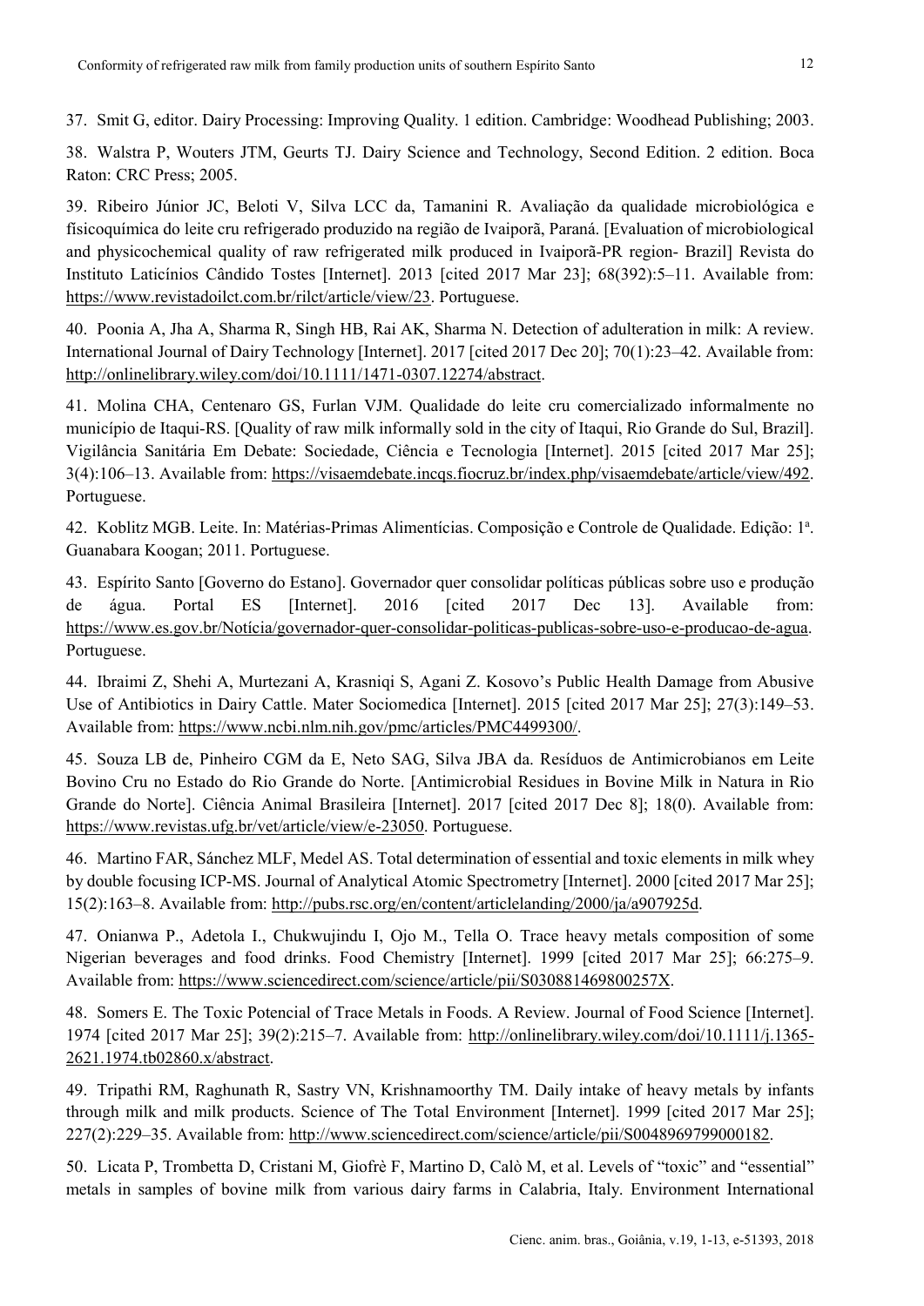37. Smit G, editor. Dairy Processing: Improving Quality. 1 edition. Cambridge: Woodhead Publishing; 2003.

38. Walstra P, Wouters JTM, Geurts TJ. Dairy Science and Technology, Second Edition. 2 edition. Boca Raton: CRC Press; 2005.

39. Ribeiro Júnior JC, Beloti V, Silva LCC da, Tamanini R. Avaliação da qualidade microbiológica e físicoquímica do leite cru refrigerado produzido na região de Ivaiporã, Paraná. [Evaluation of microbiological and physicochemical quality of raw refrigerated milk produced in Ivaiporã-PR region- Brazil] Revista do Instituto Laticínios Cândido Tostes [Internet]. 2013 [cited 2017 Mar 23]; 68(392):5–11. Available from: https://www.revistadoilct.com.br/rilct/article/view/23. Portuguese.

40. Poonia A, Jha A, Sharma R, Singh HB, Rai AK, Sharma N. Detection of adulteration in milk: A review. International Journal of Dairy Technology [Internet]. 2017 [cited 2017 Dec 20]; 70(1):23–42. Available from: http://onlinelibrary.wiley.com/doi/10.1111/1471-0307.12274/abstract.

41. Molina CHA, Centenaro GS, Furlan VJM. Qualidade do leite cru comercializado informalmente no município de Itaqui-RS. [Quality of raw milk informally sold in the city of Itaqui, Rio Grande do Sul, Brazil]. Vigilância Sanitária Em Debate: Sociedade, Ciência e Tecnologia [Internet]. 2015 [cited 2017 Mar 25]; 3(4):106–13. Available from: https://visaemdebate.incqs.fiocruz.br/index.php/visaemdebate/article/view/492. Portuguese.

42. Koblitz MGB. Leite. In: Matérias-Primas Alimentícias. Composição e Controle de Qualidade. Edição: 1ª. Guanabara Koogan; 2011. Portuguese.

43. Espírito Santo [Governo do Estano]. Governador quer consolidar políticas públicas sobre uso e produção de água. Portal ES [Internet]. 2016 [cited 2017 Dec 13]. Available from: https://www.es.gov.br/Notícia/governador-quer-consolidar-politicas-publicas-sobre-uso-e-producao-de-agua. Portuguese.

44. Ibraimi Z, Shehi A, Murtezani A, Krasniqi S, Agani Z. Kosovo's Public Health Damage from Abusive Use of Antibiotics in Dairy Cattle. Mater Sociomedica [Internet]. 2015 [cited 2017 Mar 25]; 27(3):149–53. Available from: https://www.ncbi.nlm.nih.gov/pmc/articles/PMC4499300/.

45. Souza LB de, Pinheiro CGM da E, Neto SAG, Silva JBA da. Resíduos de Antimicrobianos em Leite Bovino Cru no Estado do Rio Grande do Norte. [Antimicrobial Residues in Bovine Milk in Natura in Rio Grande do Norte]. Ciência Animal Brasileira [Internet]. 2017 [cited 2017 Dec 8]; 18(0). Available from: https://www.revistas.ufg.br/vet/article/view/e-23050. Portuguese.

46. Martino FAR, Sánchez MLF, Medel AS. Total determination of essential and toxic elements in milk whey by double focusing ICP-MS. Journal of Analytical Atomic Spectrometry [Internet]. 2000 [cited 2017 Mar 25]; 15(2):163–8. Available from: http://pubs.rsc.org/en/content/articlelanding/2000/ja/a907925d.

47. Onianwa P., Adetola I., Chukwujindu I, Ojo M., Tella O. Trace heavy metals composition of some Nigerian beverages and food drinks. Food Chemistry [Internet]. 1999 [cited 2017 Mar 25]; 66:275–9. Available from: https://www.sciencedirect.com/science/article/pii/S030881469800257X.

48. Somers E. The Toxic Potencial of Trace Metals in Foods. A Review. Journal of Food Science [Internet]. 1974 [cited 2017 Mar 25]; 39(2):215–7. Available from: http://onlinelibrary.wiley.com/doi/10.1111/j.1365-2621.1974.tb02860.x/abstract.

49. Tripathi RM, Raghunath R, Sastry VN, Krishnamoorthy TM. Daily intake of heavy metals by infants through milk and milk products. Science of The Total Environment [Internet]. 1999 [cited 2017 Mar 25]; 227(2):229–35. Available from: http://www.sciencedirect.com/science/article/pii/S0048969799000182.

50. Licata P, Trombetta D, Cristani M, Giofrè F, Martino D, Calò M, et al. Levels of "toxic" and "essential" metals in samples of bovine milk from various dairy farms in Calabria, Italy. Environment International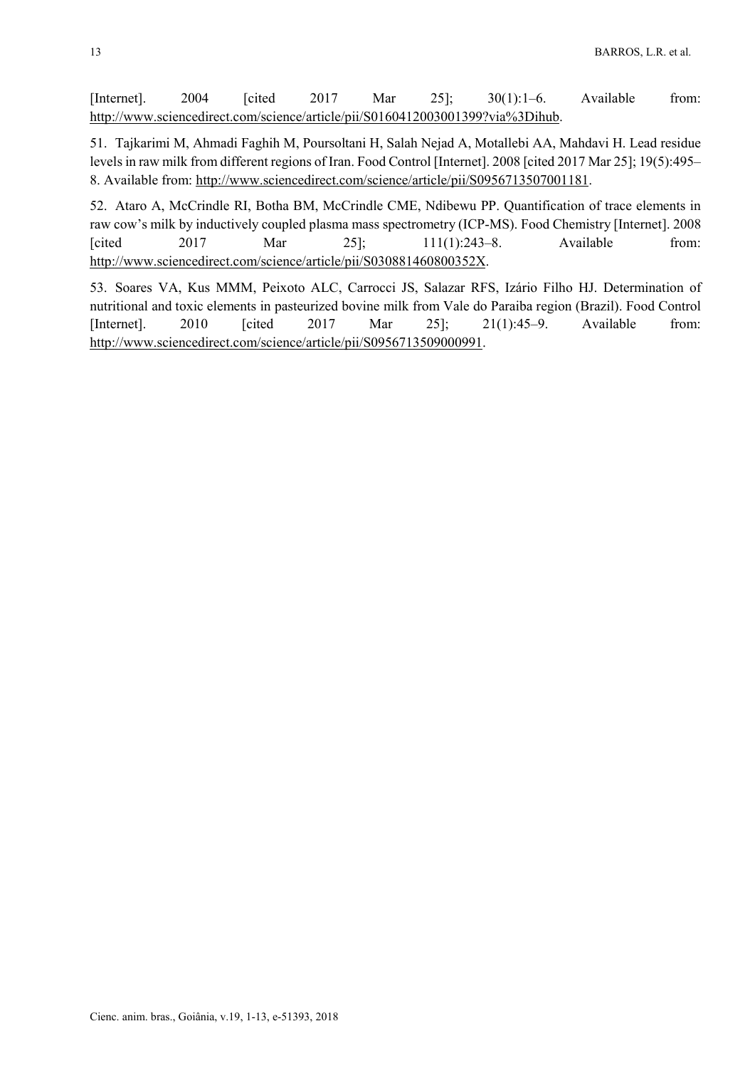[Internet]. 2004 [cited 2017 Mar 25]; 30(1):1–6. Available from: http://www.sciencedirect.com/science/article/pii/S0160412003001399?via%3Dihub.

51. Tajkarimi M, Ahmadi Faghih M, Poursoltani H, Salah Nejad A, Motallebi AA, Mahdavi H. Lead residue levels in raw milk from different regions of Iran. Food Control [Internet]. 2008 [cited 2017 Mar 25]; 19(5):495–8. Available from: http://www.sciencedirect.com/science/article/pii/S0956713507001181.

52. Ataro A, McCrindle RI, Botha BM, McCrindle CME, Ndibewu PP. Quantification of trace elements in raw cow's milk by inductively coupled plasma mass spectrometry (ICP-MS). Food Chemistry [Internet]. 2008 [cited 2017 Mar 25]; 111(1):243–8. Available from: http://www.sciencedirect.com/science/article/pii/S030881460800352X.

53. Soares VA, Kus MMM, Peixoto ALC, Carrocci JS, Salazar RFS, Izário Filho HJ. Determination of nutritional and toxic elements in pasteurized bovine milk from Vale do Paraiba region (Brazil). Food Control [Internet]. 2010 [cited 2017 Mar 25]; 21(1):45–9. Available from: http://www.sciencedirect.com/science/article/pii/S0956713509000991.